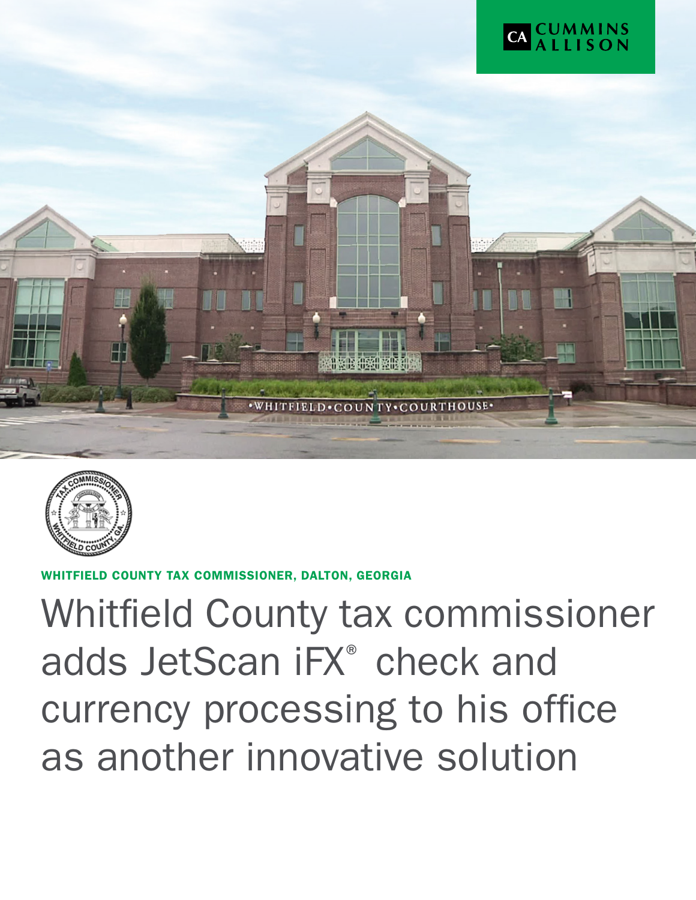WHITFIELD COUNTY TAX COMMISSIONER, DALTON, GEORGIA

# Whitfield County tax commissioner adds JetScan iFX® check and currency processing to his office as another innovative solution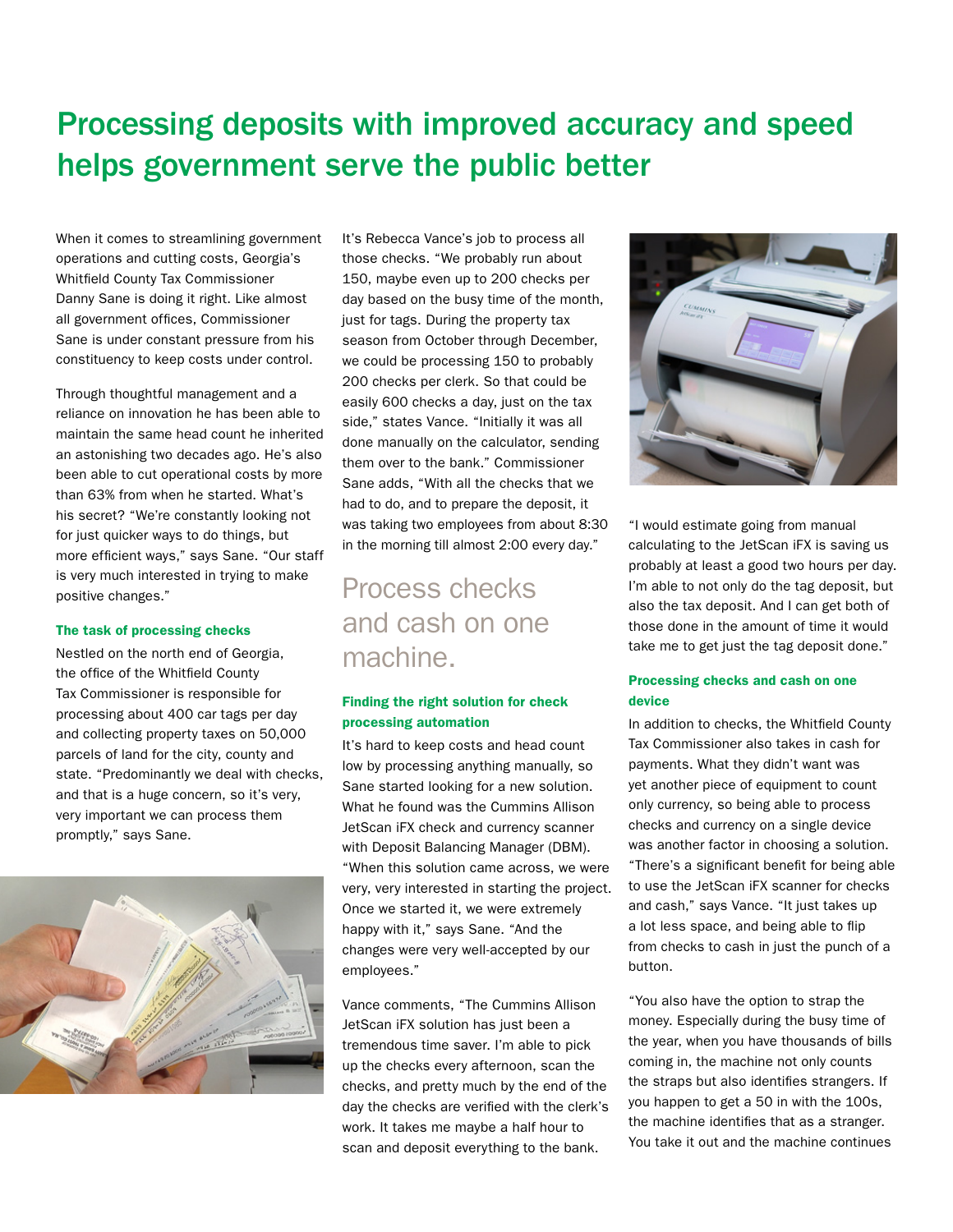# Processing deposits with improved accuracy and speed helps government serve the public better

When it comes to streamlining government operations and cutting costs, Georgia's Whitfield County Tax Commissioner Danny Sane is doing it right. Like almost all government offices, Commissioner Sane is under constant pressure from his constituency to keep costs under control.

Through thoughtful management and a reliance on innovation he has been able to maintain the same head count he inherited an astonishing two decades ago. He's also been able to cut operational costs by more than 63% from when he started. What's his secret? "We're constantly looking not for just quicker ways to do things, but more efficient ways," says Sane. "Our staff is very much interested in trying to make positive changes."

### The task of processing checks

Nestled on the north end of Georgia, the office of the Whitfield County Tax Commissioner is responsible for processing about 400 car tags per day and collecting property taxes on 50,000 parcels of land for the city, county and state. "Predominantly we deal with checks, and that is a huge concern, so it's very, very important we can process them promptly," says Sane.

It's Rebecca Vance's job to process all those checks. "We probably run about 150, maybe even up to 200 checks per day based on the busy time of the month, just for tags. During the property tax season from October through December, we could be processing 150 to probably 200 checks per clerk. So that could be easily 600 checks a day, just on the tax side," states Vance. "Initially it was all done manually on the calculator, sending them over to the bank." Commissioner Sane adds, "With all the checks that we had to do, and to prepare the deposit, it was taking two employees from about 8:30 in the morning till almost 2:00 every day."

## Process checks and cash on one machine.

### Finding the right solution for check processing automation

It's hard to keep costs and head count low by processing anything manually, so Sane started looking for a new solution. What he found was the Cummins Allison JetScan iFX check and currency scanner with Deposit Balancing Manager (DBM). "When this solution came across, we were very, very interested in starting the project. Once we started it, we were extremely happy with it," says Sane. "And the changes were very well-accepted by our employees."

Vance comments, "The Cummins Allison JetScan iFX solution has just been a tremendous time saver. I'm able to pick up the checks every afternoon, scan the checks, and pretty much by the end of the day the checks are verified with the clerk's work. It takes me maybe a half hour to scan and deposit everything to the bank.

"I would estimate going from manual calculating to the JetScan iFX is saving us probably at least a good two hours per day. I'm able to not only do the tag deposit, but also the tax deposit. And I can get both of those done in the amount of time it would take me to get just the tag deposit done."

### Processing checks and cash on one device

In addition to checks, the Whitfield County Tax Commissioner also takes in cash for payments. What they didn't want was yet another piece of equipment to count only currency, so being able to process checks and currency on a single device was another factor in choosing a solution. "There's a significant benefit for being able to use the JetScan iFX scanner for checks and cash," says Vance. "It just takes up a lot less space, and being able to flip from checks to cash in just the punch of a button.

"You also have the option to strap the money. Especially during the busy time of the year, when you have thousands of bills coming in, the machine not only counts the straps but also identifies strangers. If you happen to get a 50 in with the 100s, the machine identifies that as a stranger. You take it out and the machine continues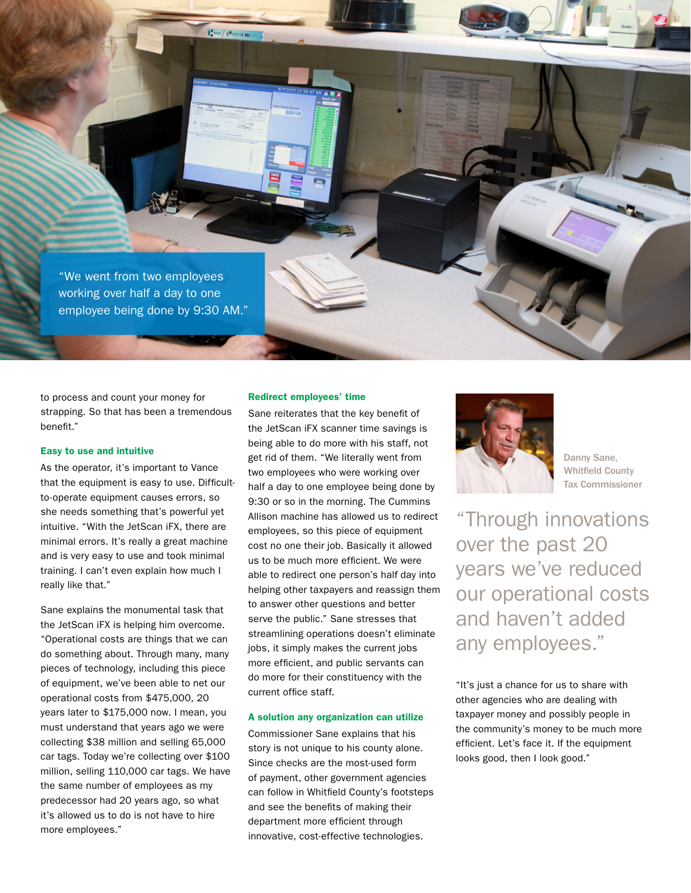> "We went from two employees working over half a day to one employee being done by 9:30 AM."

to process and count your money for strapping. So that has been a tremendous benefit."

### Easy to use and intuitive

As the operator, it's important to Vance that the equipment is easy to use. Difficult-to-operate equipment causes errors, so she needs something that's powerful yet intuitive. "With the JetScan iFX, there are minimal errors. It's really a great machine and is very easy to use and took minimal training. I can't even explain how much I really like that."

Sane explains the monumental task that the JetScan iFX is helping him overcome. "Operational costs are things that we can do something about. Through many, many pieces of technology, including this piece of equipment, we've been able to net our operational costs from $475,000, 20 years later to $175,000 now. I mean, you must understand that years ago we were collecting $38 million and selling 65,000 car tags. Today we're collecting over $100 million, selling 110,000 car tags. We have the same number of employees as my predecessor had 20 years ago, so what it's allowed us to do is not have to hire more employees."

### Redirect employees' time

Sane reiterates that the key benefit of the JetScan iFX scanner time savings is being able to do more with his staff, not get rid of them. "We literally went from two employees who were working over half a day to one employee being done by 9:30 or so in the morning. The Cummins Allison machine has allowed us to redirect employees, so this piece of equipment cost no one their job. Basically it allowed us to be much more efficient. We were able to redirect one person's half day into helping other taxpayers and reassign them to answer other questions and better serve the public." Sane stresses that streamlining operations doesn't eliminate jobs, it simply makes the current jobs more efficient, and public servants can do more for their constituency with the current office staff.

### A solution any organization can utilize

Commissioner Sane explains that his story is not unique to his county alone. Since checks are the most-used form of payment, other government agencies can follow in Whitfield County's footsteps and see the benefits of making their department more efficient through innovative, cost-effective technologies.

Danny Sane,
Whitfield County
Tax Commissioner

> "Through innovations over the past 20 years we've reduced our operational costs and haven't added any employees."

"It's just a chance for us to share with other agencies who are dealing with taxpayer money and possibly people in the community's money to be much more efficient. Let's face it. If the equipment looks good, then I look good."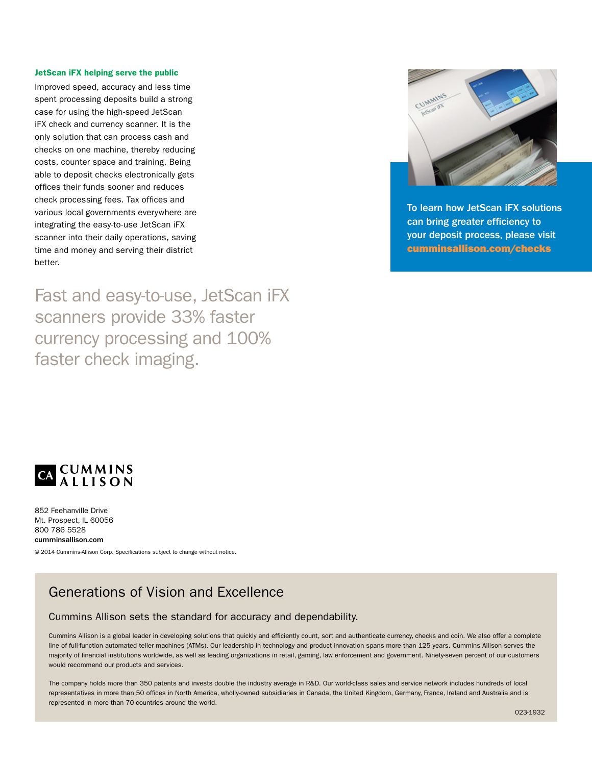### JetScan iFX helping serve the public

Improved speed, accuracy and less time spent processing deposits build a strong case for using the high-speed JetScan iFX check and currency scanner. It is the only solution that can process cash and checks on one machine, thereby reducing costs, counter space and training. Being able to deposit checks electronically gets offices their funds sooner and reduces check processing fees. Tax offices and various local governments everywhere are integrating the easy-to-use JetScan iFX scanner into their daily operations, saving time and money and serving their district better.

To learn how JetScan iFX solutions can bring greater efficiency to your deposit process, please visit **cumminsallison.com/checks**

Fast and easy-to-use, JetScan iFX scanners provide 33% faster currency processing and 100% faster check imaging.

CA CUMMINS ALLISON

852 Feehanville Drive
Mt. Prospect, IL 60056
800 786 5528
**cumminsallison.com**

© 2014 Cummins-Allison Corp. Specifications subject to change without notice.

## Generations of Vision and Excellence

### Cummins Allison sets the standard for accuracy and dependability.

Cummins Allison is a global leader in developing solutions that quickly and efficiently count, sort and authenticate currency, checks and coin. We also offer a complete line of full-function automated teller machines (ATMs). Our leadership in technology and product innovation spans more than 125 years. Cummins Allison serves the majority of financial institutions worldwide, as well as leading organizations in retail, gaming, law enforcement and government. Ninety-seven percent of our customers would recommend our products and services.

The company holds more than 350 patents and invests double the industry average in R&D. Our world-class sales and service network includes hundreds of local representatives in more than 50 offices in North America, wholly-owned subsidiaries in Canada, the United Kingdom, Germany, France, Ireland and Australia and is represented in more than 70 countries around the world.

023-1932